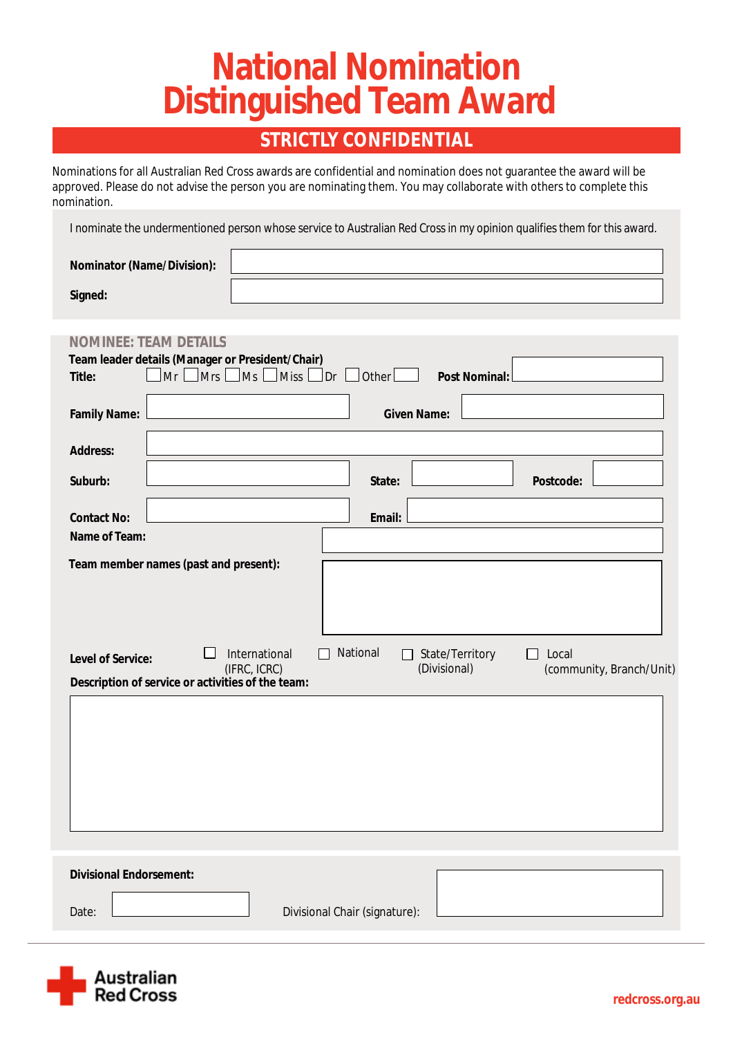# National Nomination Distinguished Team Award

## STRICTLY CONFIDENTIAL

Nominations for all Australian Red Cross awards are confidential and nomination does not guarantee the award will be approved. Please do not advise the person you are nominating them. You may collaborate with others to complete this nomination.

I nominate the undermentioned person whose service to Australian Red Cross in my opinion qualifies them for this award.

**Nominator (Name/Division):**

**Signed:**

### NOMINEE: TEAM DETAILS

**Team leader details (Manager or President/Chair)**

**Title:** ☐ Mr ☐ Mrs ☐ Ms ☐ Miss ☐ Dr ☐ Other ☐ **Post Nominal:**

**Family Name:** **Given Name:**

**Address:**

**Suburb:** **State:** **Postcode:**

**Contact No:** **Email:**

**Name of Team:**

**Team member names (past and present):**

**Level of Service:** ☐ International (IFRC, ICRC) ☐ National ☐ State/Territory (Divisional) ☐ Local (community, Branch/Unit)

**Description of service or activities of the team:**

**Divisional Endorsement:**

Date: Divisional Chair (signature):

Australian Red Cross

redcross.org.au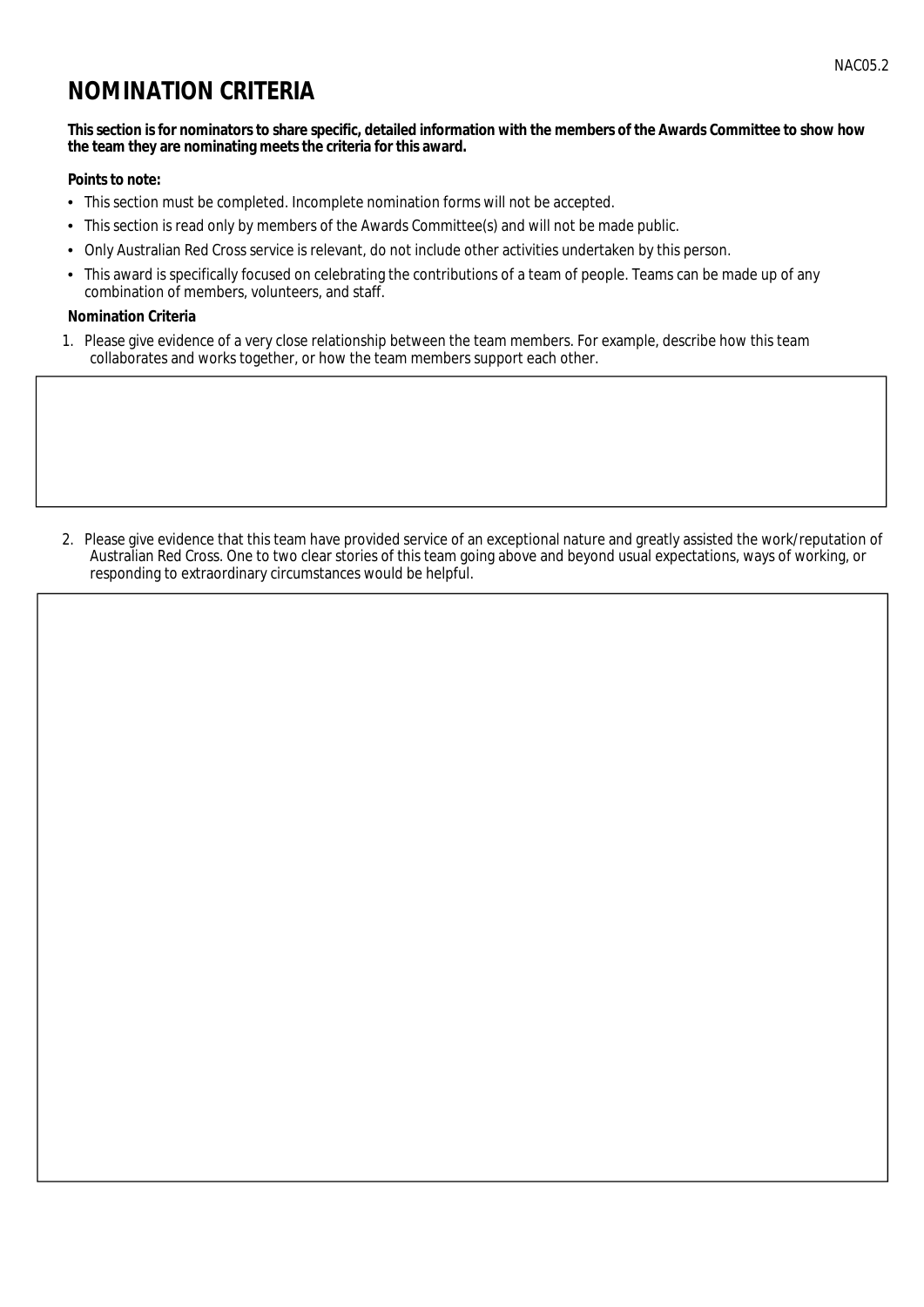# NOMINATION CRITERIA

**This section is for nominators to share specific, detailed information with the members of the Awards Committee to show how the team they are nominating meets the criteria for this award.**

**Points to note:**

- This section must be completed. Incomplete nomination forms will not be accepted.
- This section is read only by members of the Awards Committee(s) and will not be made public.
- Only Australian Red Cross service is relevant, do not include other activities undertaken by this person.
- This award is specifically focused on celebrating the contributions of a team of people. Teams can be made up of any combination of members, volunteers, and staff.

**Nomination Criteria**

1. Please give evidence of a very close relationship between the team members. For example, describe how this team collaborates and works together, or how the team members support each other.

2. Please give evidence that this team have provided service of an exceptional nature and greatly assisted the work/reputation of Australian Red Cross. One to two clear stories of this team going above and beyond usual expectations, ways of working, or responding to extraordinary circumstances would be helpful.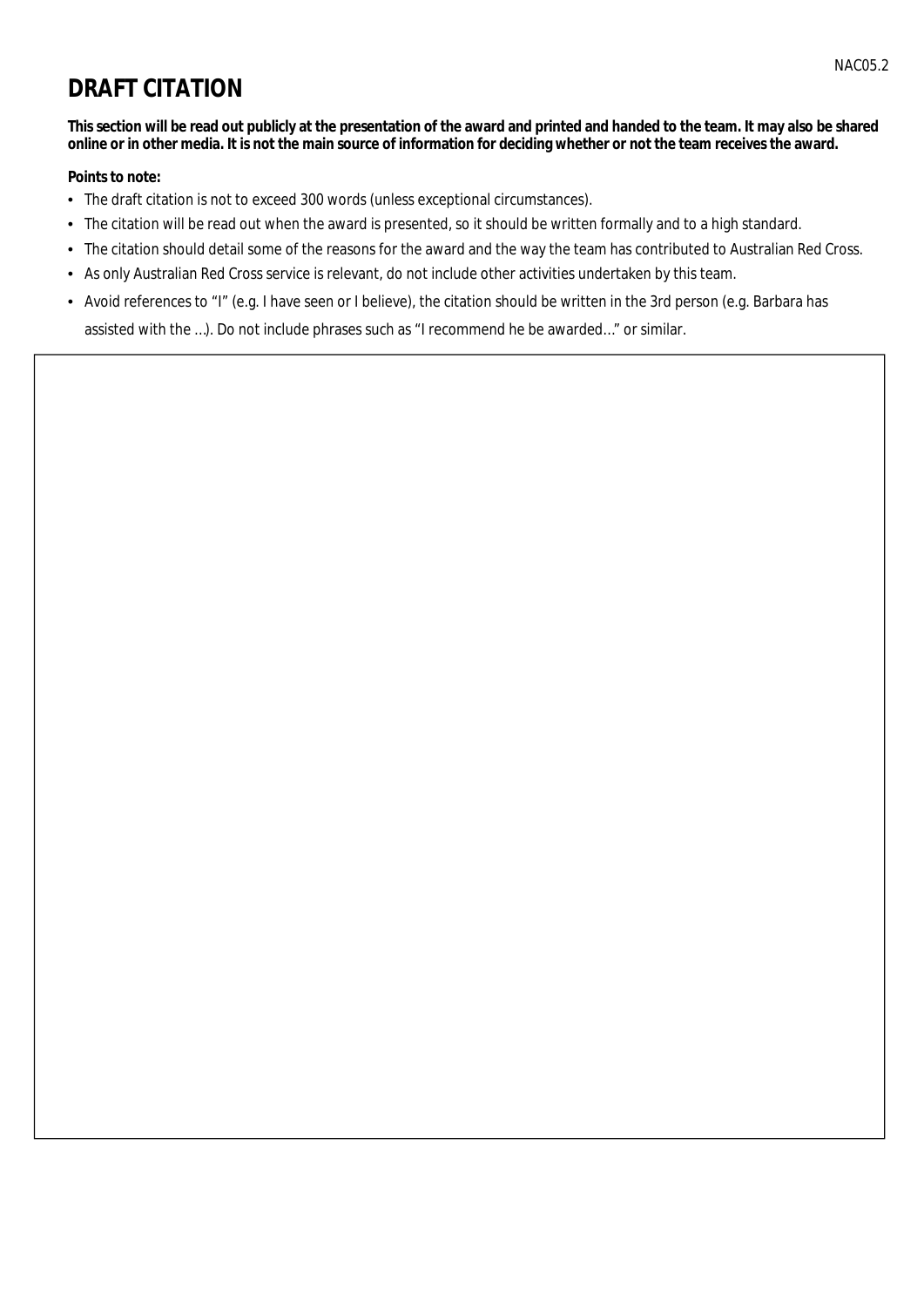# DRAFT CITATION

**This section will be read out publicly at the presentation of the award and printed and handed to the team. It may also be shared online or in other media. It is not the main source of information for deciding whether or not the team receives the award.**

**Points to note:**

- The draft citation is not to exceed 300 words (unless exceptional circumstances).
- The citation will be read out when the award is presented, so it should be written formally and to a high standard.
- The citation should detail some of the reasons for the award and the way the team has contributed to Australian Red Cross.
- As only Australian Red Cross service is relevant, do not include other activities undertaken by this team.
- Avoid references to "I" (e.g. I have seen or I believe), the citation should be written in the 3rd person (e.g. Barbara has assisted with the …). Do not include phrases such as "I recommend he be awarded…" or similar.